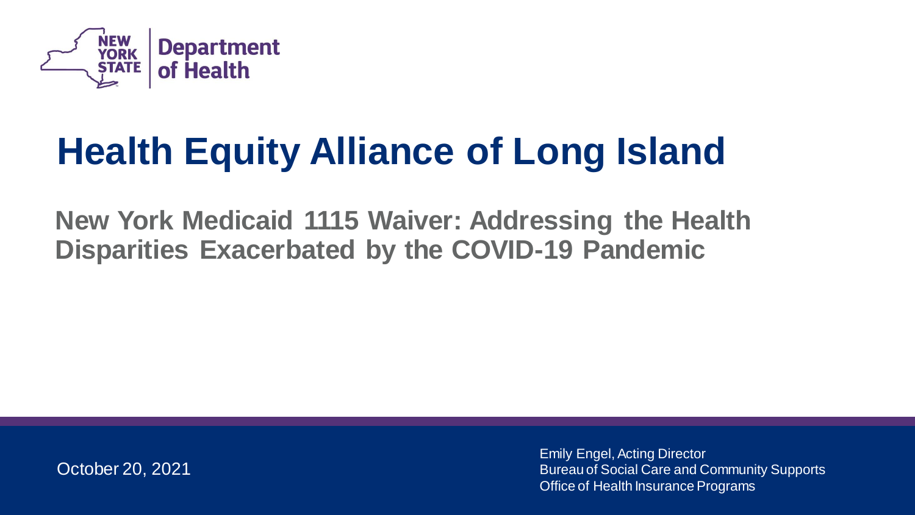New York State Department of Health

# Health Equity Alliance of Long Island

## New York Medicaid 1115 Waiver: Addressing the Health Disparities Exacerbated by the COVID-19 Pandemic

October 20, 2021

Emily Engel, Acting Director
Bureau of Social Care and Community Supports
Office of Health Insurance Programs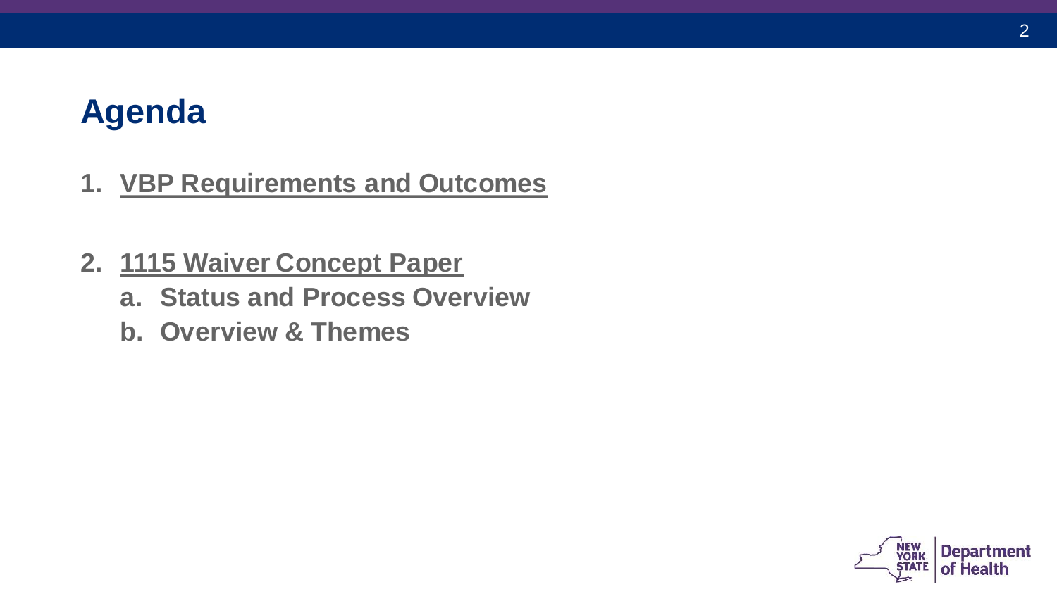# Agenda

1. **VBP Requirements and Outcomes**

2. **1115 Waiver Concept Paper**
   a. **Status and Process Overview**
   b. **Overview & Themes**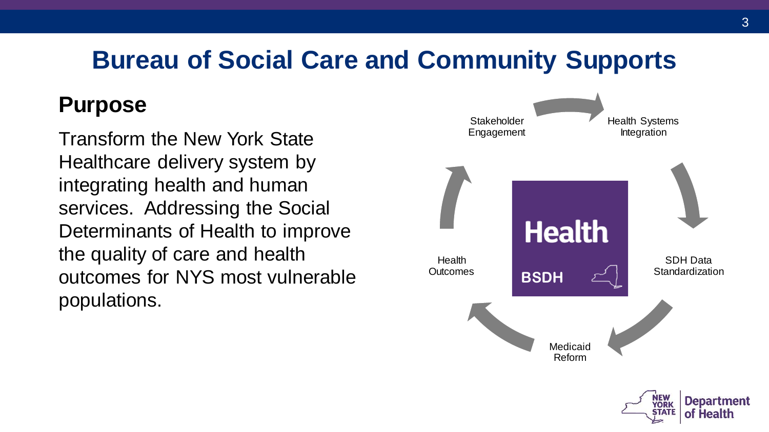# Bureau of Social Care and Community Supports

## Purpose

Transform the New York State Healthcare delivery system by integrating health and human services. Addressing the Social Determinants of Health to improve the quality of care and health outcomes for NYS most vulnerable populations.

- Stakeholder Engagement
- Health Systems Integration
- SDH Data Standardization
- Medicaid Reform
- Health Outcomes

Health

BSDH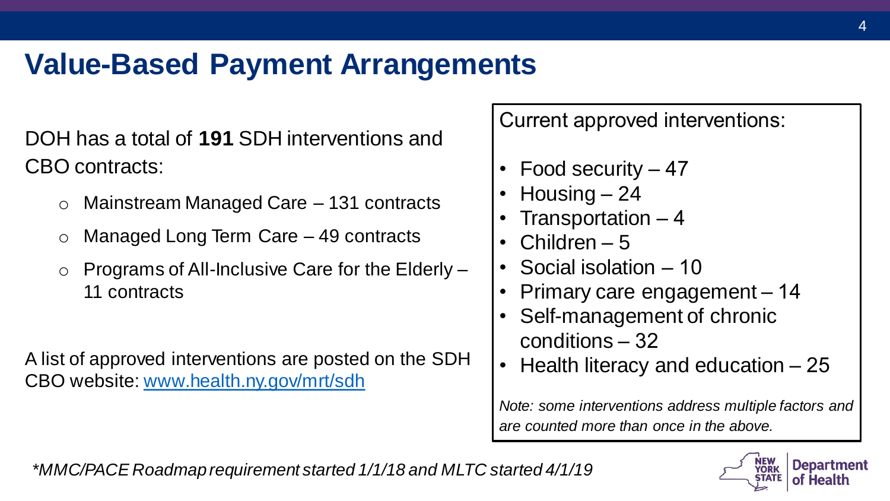# Value-Based Payment Arrangements

DOH has a total of **191** SDH interventions and CBO contracts:

- Mainstream Managed Care – 131 contracts
- Managed Long Term Care – 49 contracts
- Programs of All-Inclusive Care for the Elderly – 11 contracts

A list of approved interventions are posted on the SDH CBO website: [www.health.ny.gov/mrt/sdh](http://www.health.ny.gov/mrt/sdh)

Current approved interventions:

- Food security – 47
- Housing – 24
- Transportation – 4
- Children – 5
- Social isolation – 10
- Primary care engagement – 14
- Self-management of chronic conditions – 32
- Health literacy and education – 25

*Note: some interventions address multiple factors and are counted more than once in the above.*

*\*MMC/PACE Roadmap requirement started 1/1/18 and MLTC started 4/1/19*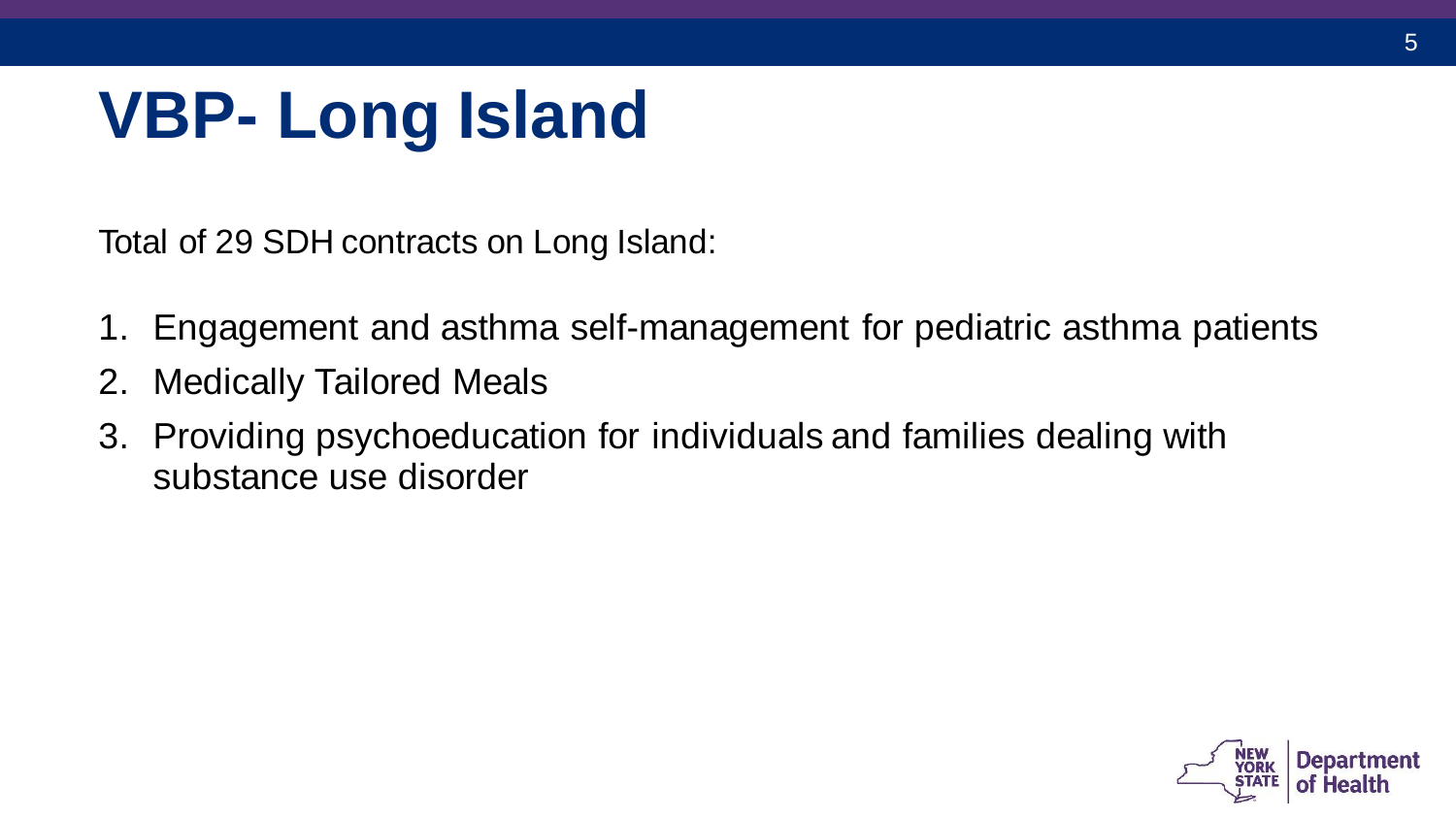# VBP- Long Island

Total of 29 SDH contracts on Long Island:

1. Engagement and asthma self-management for pediatric asthma patients
2. Medically Tailored Meals
3. Providing psychoeducation for individuals and families dealing with substance use disorder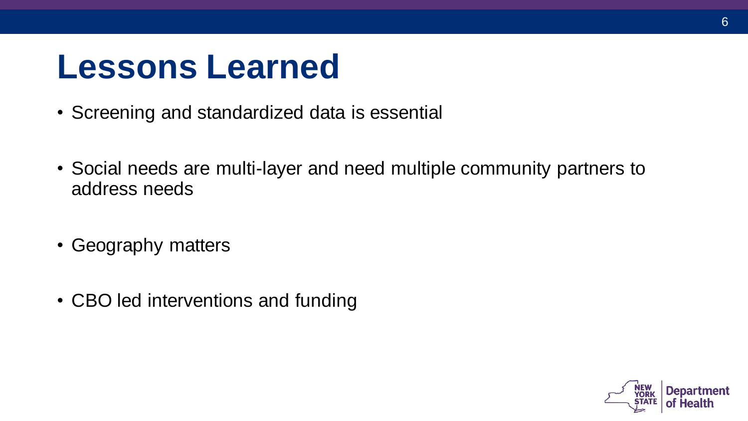# Lessons Learned

- Screening and standardized data is essential
- Social needs are multi-layer and need multiple community partners to address needs
- Geography matters
- CBO led interventions and funding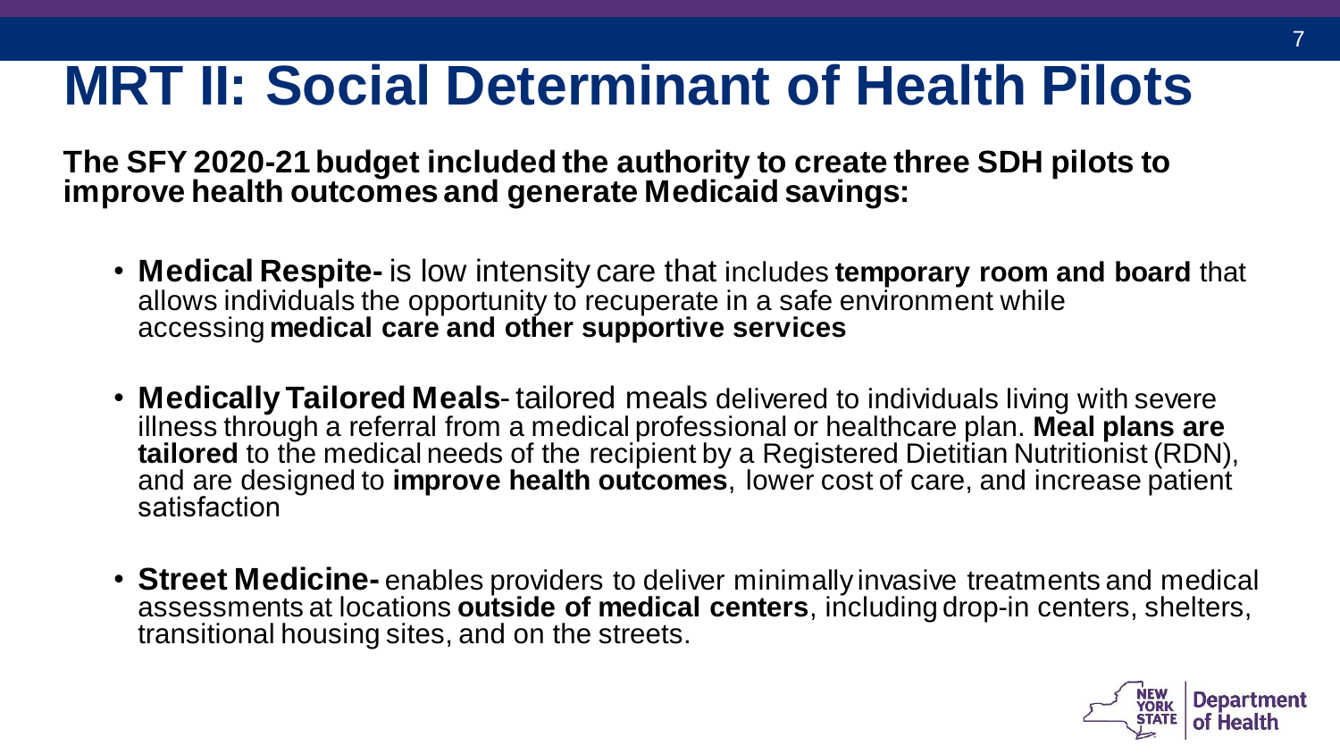# MRT II: Social Determinant of Health Pilots

**The SFY 2020-21 budget included the authority to create three SDH pilots to improve health outcomes and generate Medicaid savings:**

- **Medical Respite-** is low intensity care that includes **temporary room and board** that allows individuals the opportunity to recuperate in a safe environment while accessing **medical care and other supportive services**
- **Medically Tailored Meals**- tailored meals delivered to individuals living with severe illness through a referral from a medical professional or healthcare plan. **Meal plans are tailored** to the medical needs of the recipient by a Registered Dietitian Nutritionist (RDN), and are designed to **improve health outcomes**, lower cost of care, and increase patient satisfaction
- **Street Medicine-** enables providers to deliver minimally invasive treatments and medical assessments at locations **outside of medical centers**, including drop-in centers, shelters, transitional housing sites, and on the streets.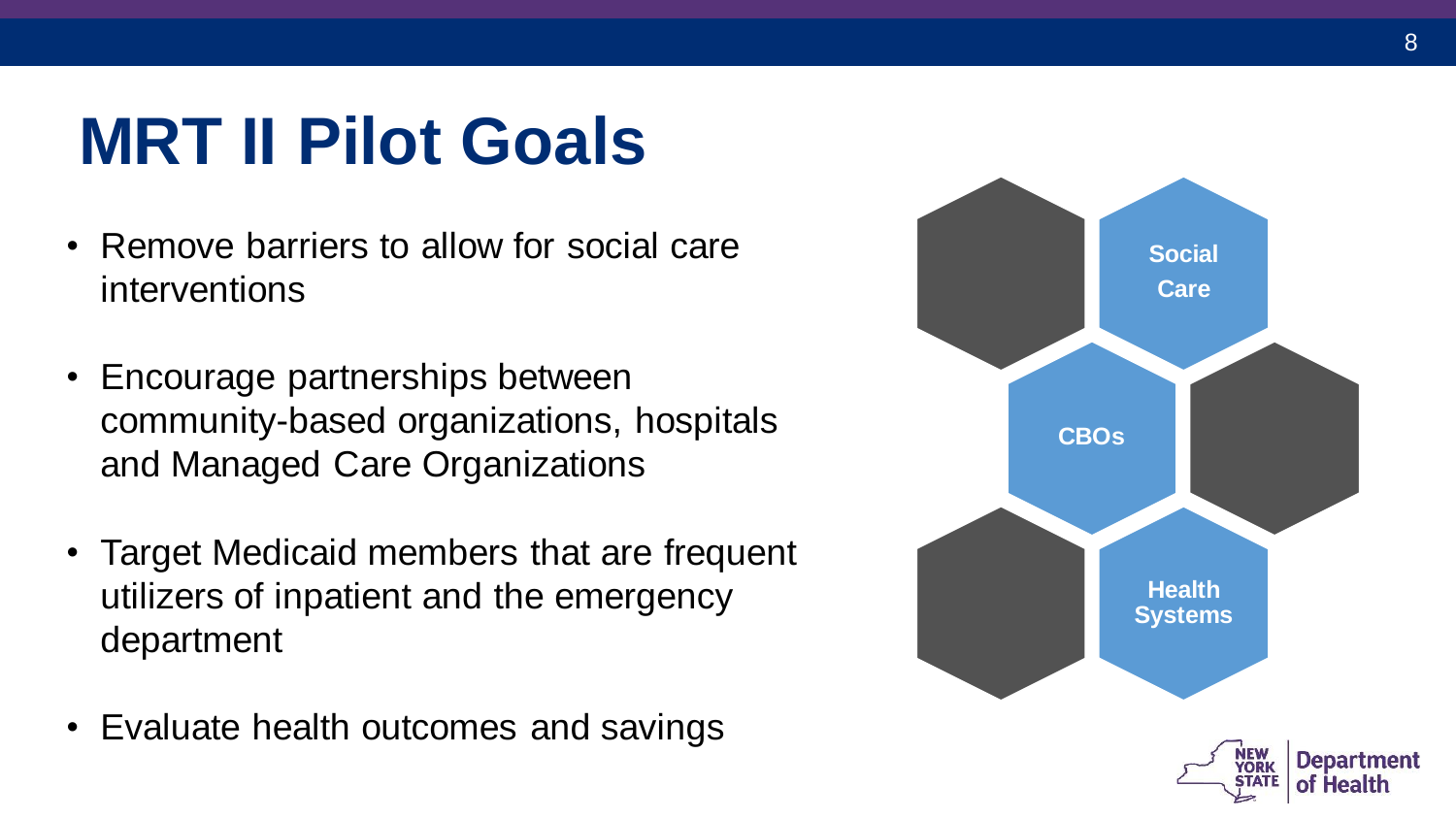# MRT II Pilot Goals

- Remove barriers to allow for social care interventions
- Encourage partnerships between community-based organizations, hospitals and Managed Care Organizations
- Target Medicaid members that are frequent utilizers of inpatient and the emergency department
- Evaluate health outcomes and savings

Social Care

CBOs

Health Systems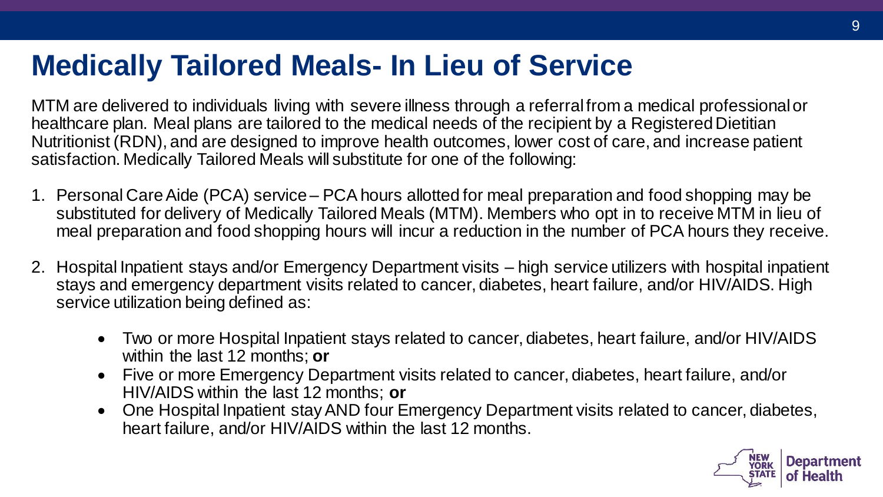# Medically Tailored Meals- In Lieu of Service

MTM are delivered to individuals living with severe illness through a referral from a medical professional or healthcare plan. Meal plans are tailored to the medical needs of the recipient by a Registered Dietitian Nutritionist (RDN), and are designed to improve health outcomes, lower cost of care, and increase patient satisfaction. Medically Tailored Meals will substitute for one of the following:

1. Personal Care Aide (PCA) service – PCA hours allotted for meal preparation and food shopping may be substituted for delivery of Medically Tailored Meals (MTM). Members who opt in to receive MTM in lieu of meal preparation and food shopping hours will incur a reduction in the number of PCA hours they receive.

2. Hospital Inpatient stays and/or Emergency Department visits – high service utilizers with hospital inpatient stays and emergency department visits related to cancer, diabetes, heart failure, and/or HIV/AIDS. High service utilization being defined as:

   - Two or more Hospital Inpatient stays related to cancer, diabetes, heart failure, and/or HIV/AIDS within the last 12 months; **or**
   - Five or more Emergency Department visits related to cancer, diabetes, heart failure, and/or HIV/AIDS within the last 12 months; **or**
   - One Hospital Inpatient stay AND four Emergency Department visits related to cancer, diabetes, heart failure, and/or HIV/AIDS within the last 12 months.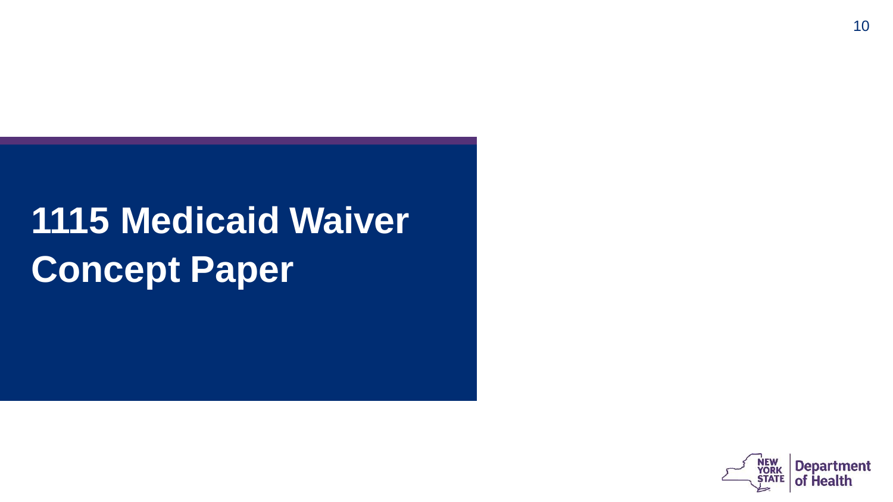# 1115 Medicaid Waiver Concept Paper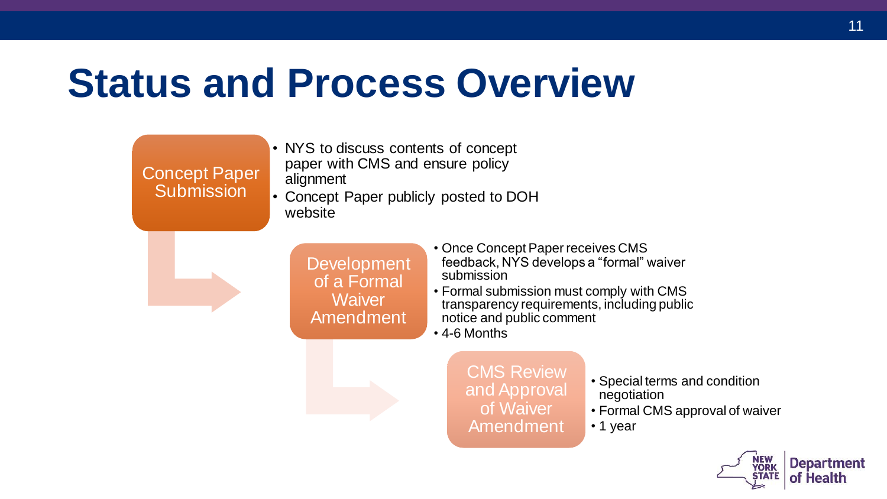# Status and Process Overview

**Concept Paper Submission**

- NYS to discuss contents of concept paper with CMS and ensure policy alignment
- Concept Paper publicly posted to DOH website

**Development of a Formal Waiver Amendment**

- Once Concept Paper receives CMS feedback, NYS develops a "formal" waiver submission
- Formal submission must comply with CMS transparency requirements, including public notice and public comment
- 4-6 Months

**CMS Review and Approval of Waiver Amendment**

- Special terms and condition negotiation
- Formal CMS approval of waiver
- 1 year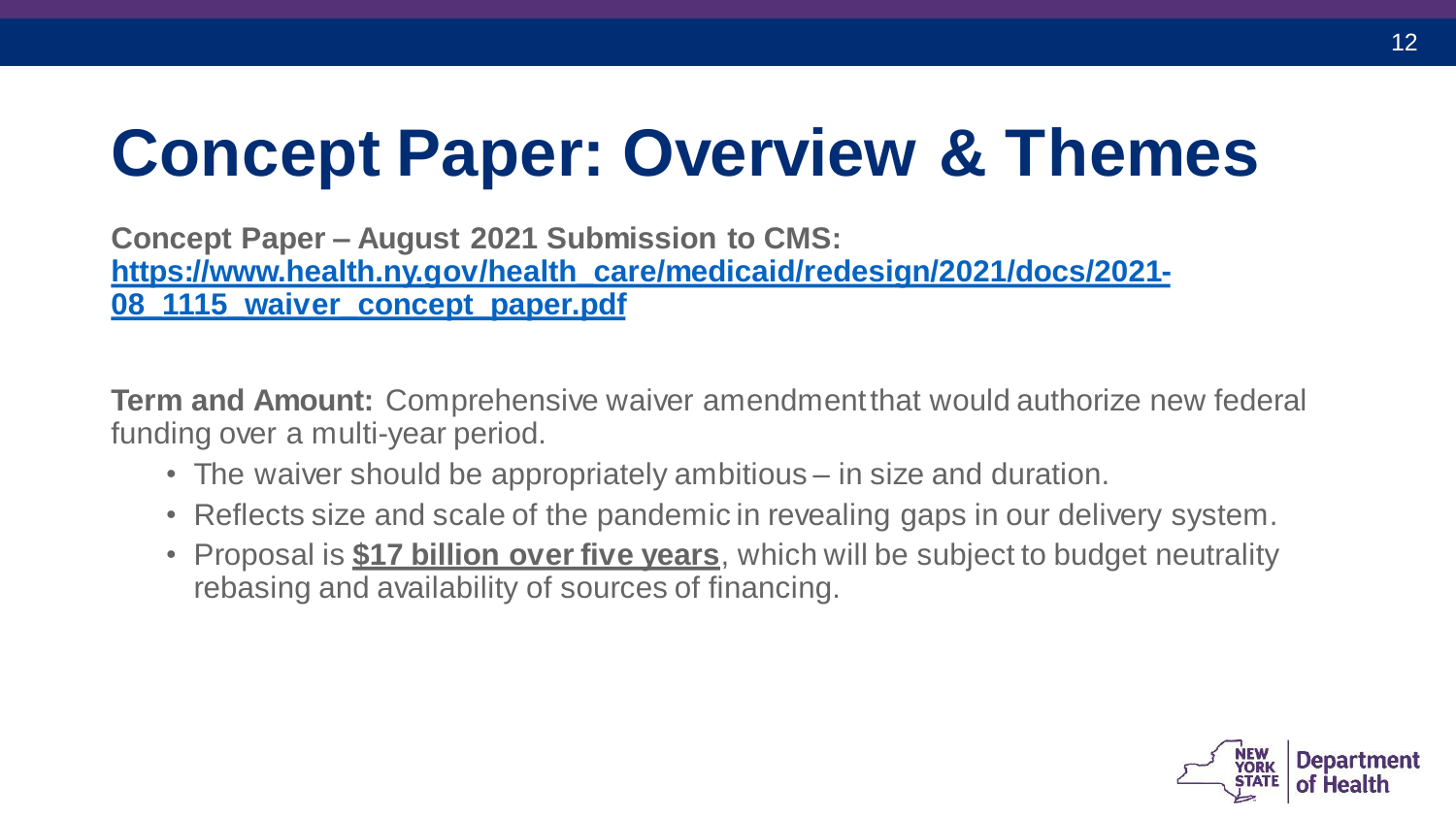# Concept Paper: Overview & Themes

**Concept Paper – August 2021 Submission to CMS:**
**[https://www.health.ny.gov/health_care/medicaid/redesign/2021/docs/2021-08_1115_waiver_concept_paper.pdf](https://www.health.ny.gov/health_care/medicaid/redesign/2021/docs/2021-08_1115_waiver_concept_paper.pdf)**

**Term and Amount:** Comprehensive waiver amendment that would authorize new federal funding over a multi-year period.

- The waiver should be appropriately ambitious – in size and duration.
- Reflects size and scale of the pandemic in revealing gaps in our delivery system.
- Proposal is **$17 billion over five years**, which will be subject to budget neutrality rebasing and availability of sources of financing.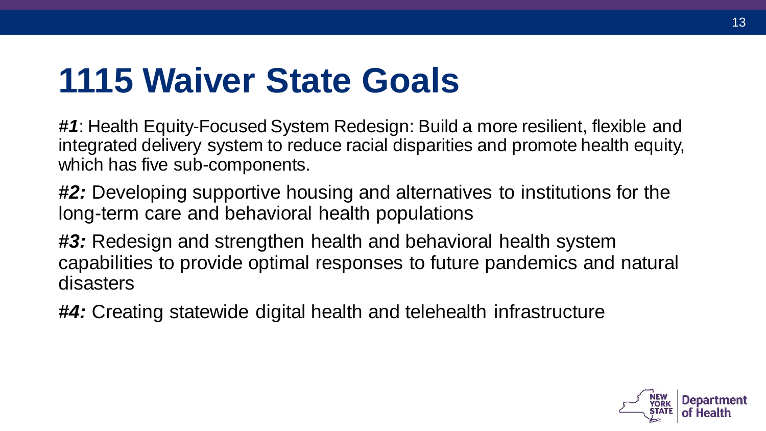# 1115 Waiver State Goals

***#1***: Health Equity-Focused System Redesign: Build a more resilient, flexible and integrated delivery system to reduce racial disparities and promote health equity, which has five sub-components.

***#2:*** Developing supportive housing and alternatives to institutions for the long-term care and behavioral health populations

***#3:*** Redesign and strengthen health and behavioral health system capabilities to provide optimal responses to future pandemics and natural disasters

***#4:*** Creating statewide digital health and telehealth infrastructure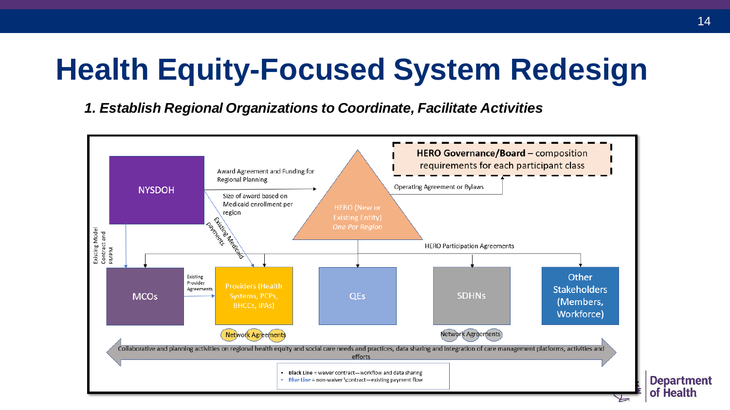# Health Equity-Focused System Redesign

***1. Establish Regional Organizations to Coordinate, Facilitate Activities***

**HERO Governance/Board** – composition requirements for each participant class

NYSDOH

Award Agreement and Funding for Regional Planning

Size of award based on Medicaid enrollment per region

Existing Medicaid payments

Existing Model Contract and PMPM

HERO (New or Existing Entity) *One Per Region*

Operating Agreement or Bylaws

HERO Participation Agreements

MCOs

Existing Provider Agreements

Providers (Health Systems, PCPs, BHCCs, IPAs)

QEs

SDHNs

Other Stakeholders (Members, Workforce)

Network Agreements

Network Agreements

Collaborative and planning activities on regional health equity and social care needs and practices, data sharing and integration of care management platforms, activities and efforts

- **Black Line** = waiver contract—workflow and data sharing
- **Blue Line** = non-waiver \contract—existing payment flow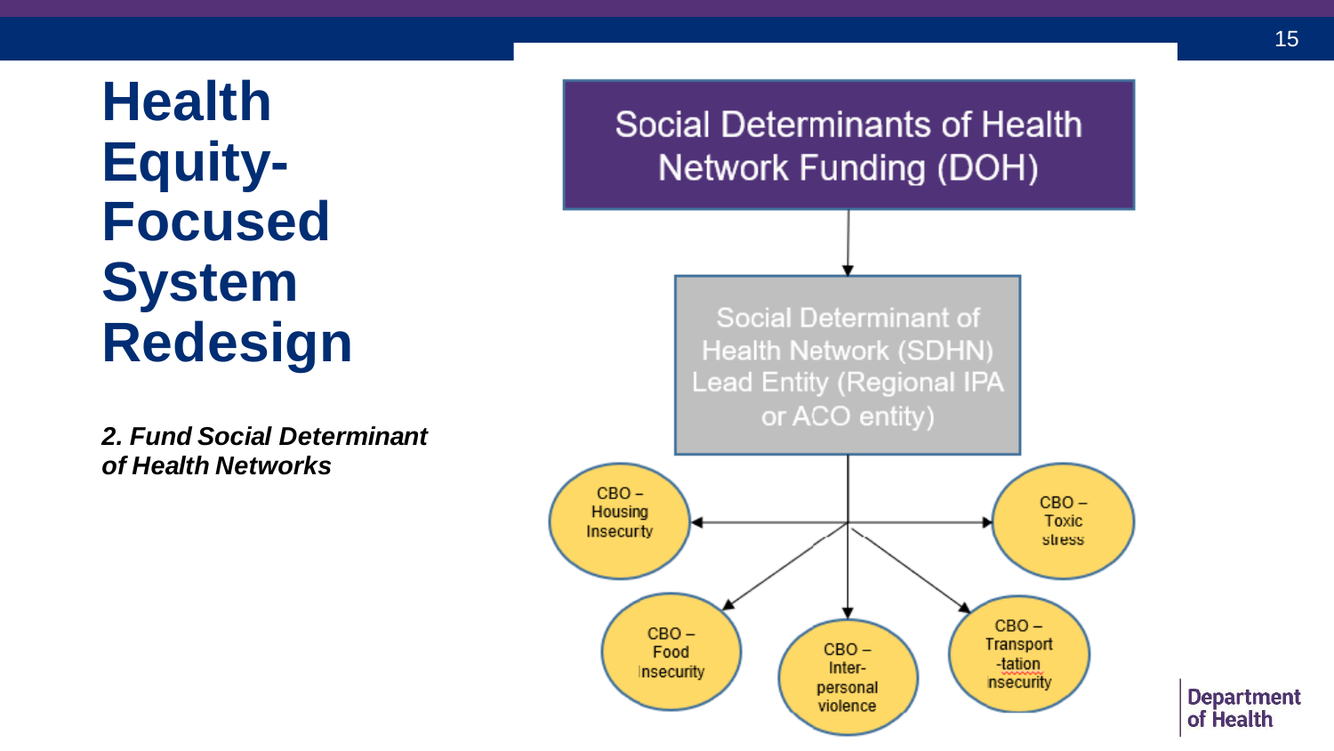# Health Equity-Focused System Redesign

***2. Fund Social Determinant of Health Networks***

Social Determinants of Health Network Funding (DOH)

↓

Social Determinant of Health Network (SDHN) Lead Entity (Regional IPA or ACO entity)

↓

- CBO – Housing Insecurty
- CBO – Toxic stress
- CBO – Food Insecurity
- CBO – Inter-personal violence
- CBO – Transport-tation insecurity

Department of Health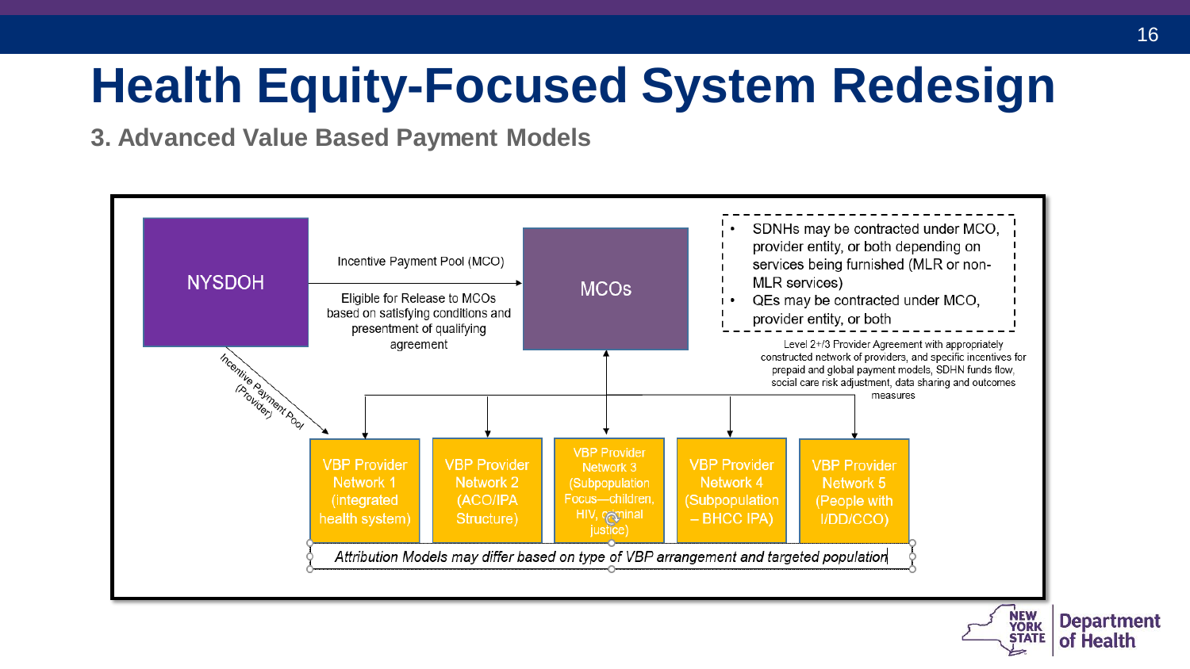# Health Equity-Focused System Redesign

## 3. Advanced Value Based Payment Models

NYSDOH

Incentive Payment Pool (MCO)

Eligible for Release to MCOs based on satisfying conditions and presentment of qualifying agreement

MCOs

- SDNHs may be contracted under MCO, provider entity, or both depending on services being furnished (MLR or non-MLR services)
- QEs may be contracted under MCO, provider entity, or both

Level 2+/3 Provider Agreement with appropriately constructed network of providers, and specific incentives for prepaid and global payment models, SDHN funds flow, social care risk adjustment, data sharing and outcomes measures

Incentive Payment Pool (Provider)

- VBP Provider Network 1 (integrated health system)
- VBP Provider Network 2 (ACO/IPA Structure)
- VBP Provider Network 3 (Subpopulation Focus—children, HIV, criminal justice)
- VBP Provider Network 4 (Subpopulation – BHCC IPA)
- VBP Provider Network 5 (People with I/DD/CCO)

*Attribution Models may differ based on type of VBP arrangement and targeted population*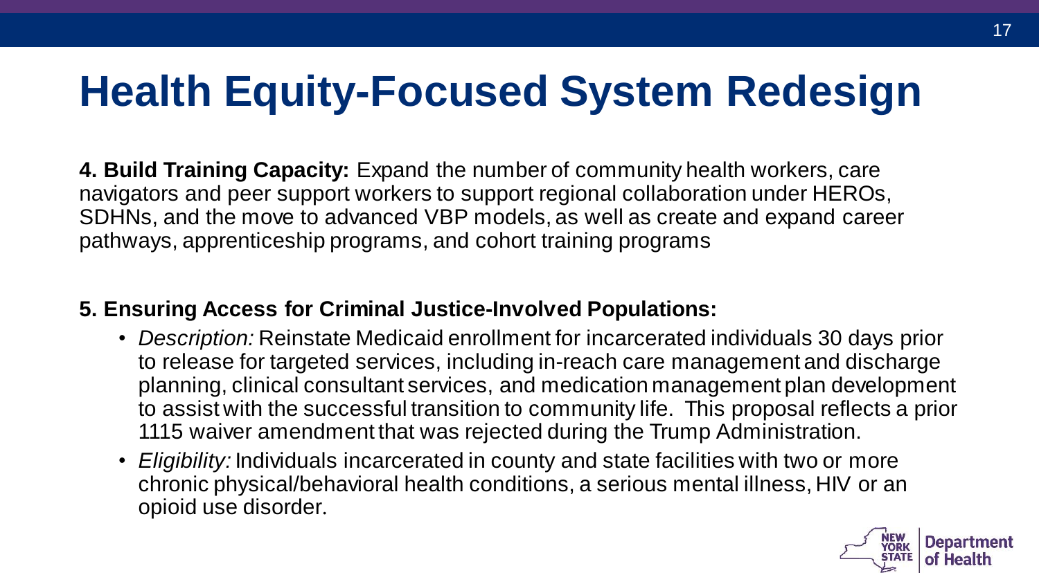# Health Equity-Focused System Redesign

**4. Build Training Capacity:** Expand the number of community health workers, care navigators and peer support workers to support regional collaboration under HEROs, SDHNs, and the move to advanced VBP models, as well as create and expand career pathways, apprenticeship programs, and cohort training programs

**5. Ensuring Access for Criminal Justice-Involved Populations:**

- *Description:* Reinstate Medicaid enrollment for incarcerated individuals 30 days prior to release for targeted services, including in-reach care management and discharge planning, clinical consultant services, and medication management plan development to assist with the successful transition to community life. This proposal reflects a prior 1115 waiver amendment that was rejected during the Trump Administration.
- *Eligibility:* Individuals incarcerated in county and state facilities with two or more chronic physical/behavioral health conditions, a serious mental illness, HIV or an opioid use disorder.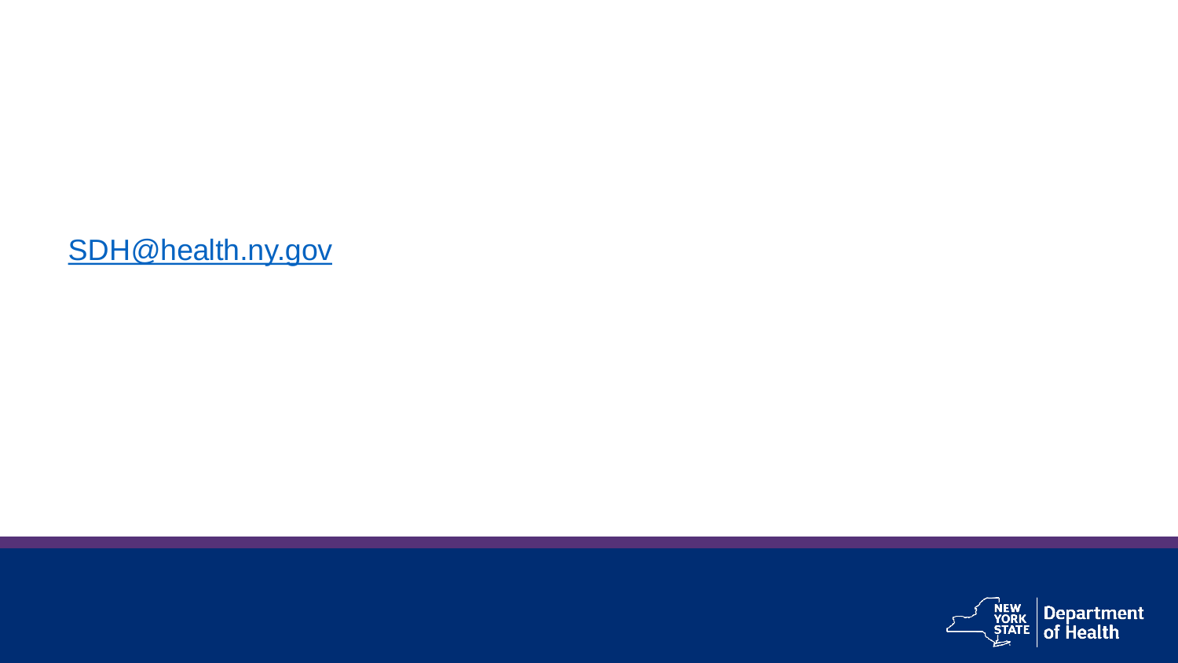SDH@health.ny.gov